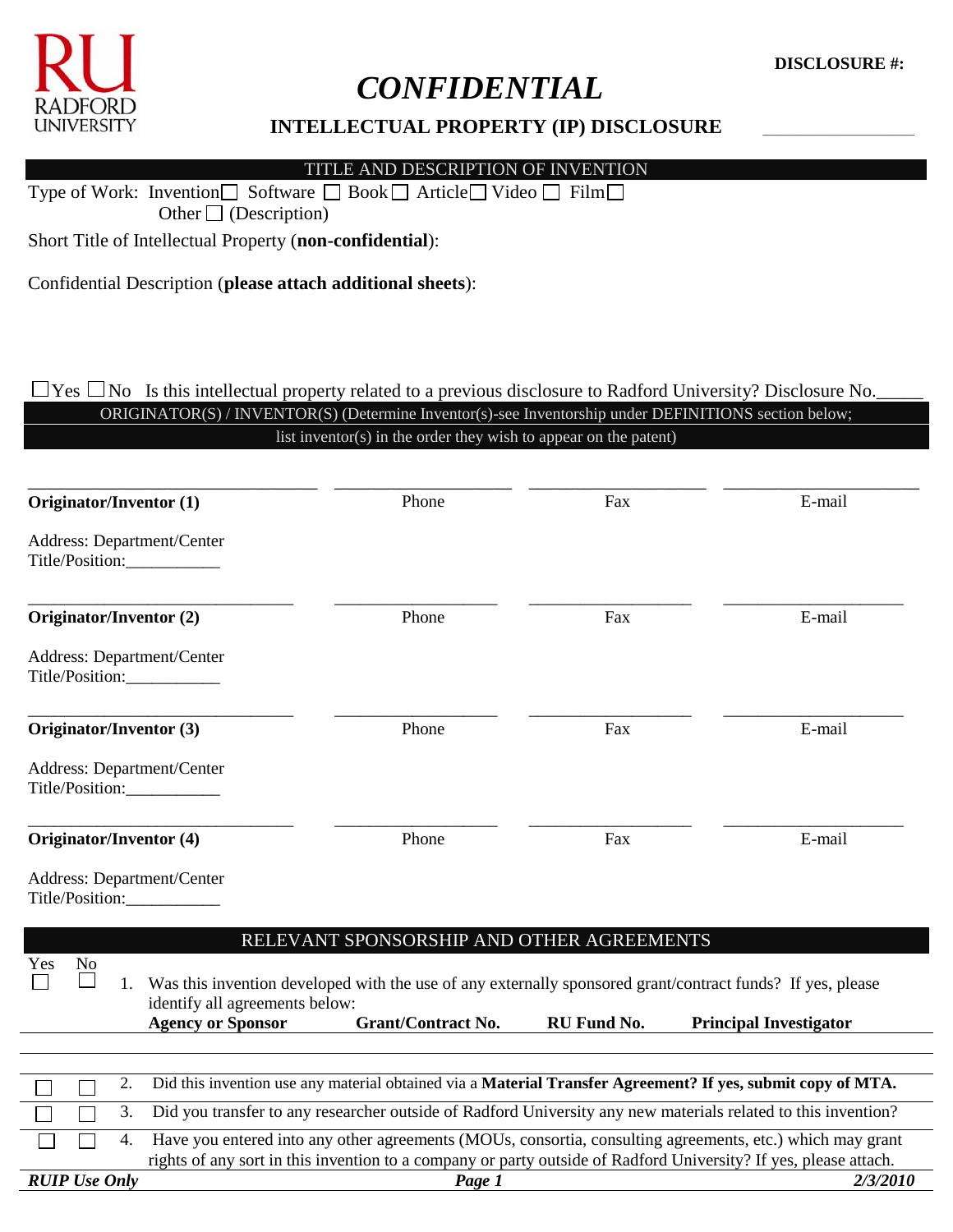RADFORD UNIVERSITY

**DISCLOSURE #:** ________________

# *CONFIDENTIAL*

## INTELLECTUAL PROPERTY (IP) DISCLOSURE

### TITLE AND DESCRIPTION OF INVENTION

Type of Work: Invention ☐ Software ☐ Book ☐ Article ☐ Video ☐ Film ☐
Other ☐ (Description)

Short Title of Intellectual Property (**non-confidential**):

Confidential Description (**please attach additional sheets**):

☐ Yes ☐ No Is this intellectual property related to a previous disclosure to Radford University? Disclosure No._____

### ORIGINATOR(S) / INVENTOR(S) (Determine Inventor(s)-see Inventorship under DEFINITIONS section below; list inventor(s) in the order they wish to appear on the patent)

| ______________________ | ______________ | ______________ | ______________ |
|---|---|---|---|
| **Originator/Inventor (1)** | Phone | Fax | E-mail |

Address: Department/Center
Title/Position:___________

| ______________________ | ______________ | ______________ | ______________ |
|---|---|---|---|
| **Originator/Inventor (2)** | Phone | Fax | E-mail |

Address: Department/Center
Title/Position:___________

| ______________________ | ______________ | ______________ | ______________ |
|---|---|---|---|
| **Originator/Inventor (3)** | Phone | Fax | E-mail |

Address: Department/Center
Title/Position:___________

| ______________________ | ______________ | ______________ | ______________ |
|---|---|---|---|
| **Originator/Inventor (4)** | Phone | Fax | E-mail |

Address: Department/Center
Title/Position:___________

### RELEVANT SPONSORSHIP AND OTHER AGREEMENTS

| Yes | No | | |
|---|---|---|---|
| ☐ | ☐ | 1. | Was this invention developed with the use of any externally sponsored grant/contract funds? If yes, please identify all agreements below: |

| **Agency or Sponsor** | **Grant/Contract No.** | **RU Fund No.** | **Principal Investigator** |
|---|---|---|---|
| | | | |
| | | | |

| Yes | No | | |
|---|---|---|---|
| ☐ | ☐ | 2. | Did this invention use any material obtained via a **Material Transfer Agreement? If yes, submit copy of MTA.** |
| ☐ | ☐ | 3. | Did you transfer to any researcher outside of Radford University any new materials related to this invention? |
| ☐ | ☐ | 4. | Have you entered into any other agreements (MOUs, consortia, consulting agreements, etc.) which may grant rights of any sort in this invention to a company or party outside of Radford University? If yes, please attach. |

***RUIP Use Only*** ***2/3/2010***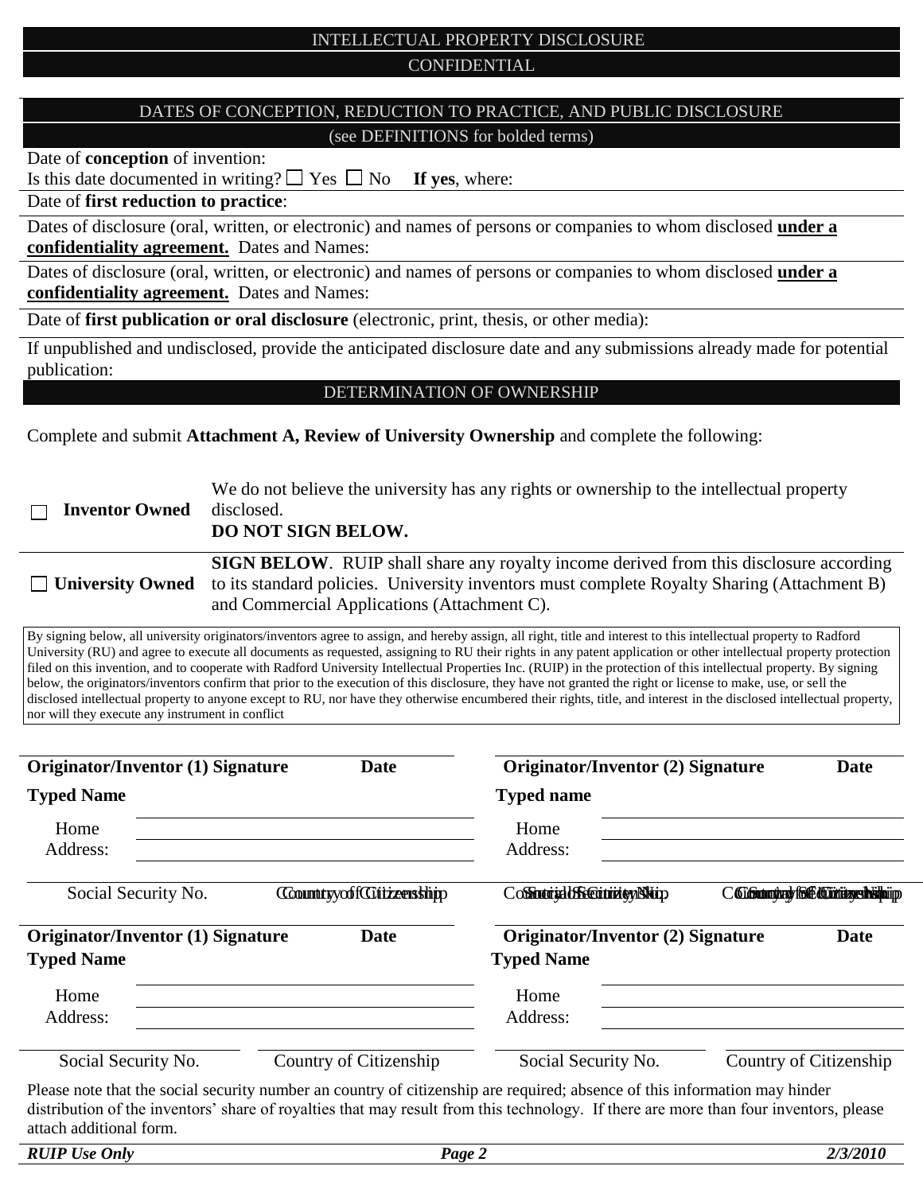## INTELLECTUAL PROPERTY DISCLOSURE

CONFIDENTIAL

## DATES OF CONCEPTION, REDUCTION TO PRACTICE, AND PUBLIC DISCLOSURE

(see DEFINITIONS for bolded terms)

Date of **conception** of invention:

Is this date documented in writing? ☐ Yes ☐ No **If yes**, where:

Date of **first reduction to practice**:

Dates of disclosure (oral, written, or electronic) and names of persons or companies to whom disclosed **under a confidentiality agreement.** Dates and Names:

Dates of disclosure (oral, written, or electronic) and names of persons or companies to whom disclosed **under a confidentiality agreement.** Dates and Names:

Date of **first publication or oral disclosure** (electronic, print, thesis, or other media):

If unpublished and undisclosed, provide the anticipated disclosure date and any submissions already made for potential publication:

## DETERMINATION OF OWNERSHIP

Complete and submit **Attachment A, Review of University Ownership** and complete the following:

| | |
|---|---|
| ☐ **Inventor Owned** | We do not believe the university has any rights or ownership to the intellectual property disclosed. **DO NOT SIGN BELOW.** |
| ☐ **University Owned** | **SIGN BELOW**. RUIP shall share any royalty income derived from this disclosure according to its standard policies. University inventors must complete Royalty Sharing (Attachment B) and Commercial Applications (Attachment C). |

By signing below, all university originators/inventors agree to assign, and hereby assign, all right, title and interest to this intellectual property to Radford University (RU) and agree to execute all documents as requested, assigning to RU their rights in any patent application or other intellectual property protection filed on this invention, and to cooperate with Radford University Intellectual Properties Inc. (RUIP) in the protection of this intellectual property. By signing below, the originators/inventors confirm that prior to the execution of this disclosure, they have not granted the right or license to make, use, or sell the disclosed intellectual property to anyone except to RU, nor have they otherwise encumbered their rights, title, and interest in the disclosed intellectual property, nor will they execute any instrument in conflict

| **Originator/Inventor (1) Signature** | **Date** | **Originator/Inventor (2) Signature** | **Date** |
|---|---|---|---|
| **Typed Name** | | **Typed name** | |
| Home Address: | | Home Address: | |
| Social Security No. | Country of Citizenship | Social Security No. | Country of Citizenship |

| **Originator/Inventor (1) Signature** | **Date** | **Originator/Inventor (2) Signature** | **Date** |
|---|---|---|---|
| **Typed Name** | | **Typed Name** | |
| Home Address: | | Home Address: | |
| Social Security No. | Country of Citizenship | Social Security No. | Country of Citizenship |

Please note that the social security number an country of citizenship are required; absence of this information may hinder distribution of the inventors' share of royalties that may result from this technology. If there are more than four inventors, please attach additional form.

*RUIP Use Only*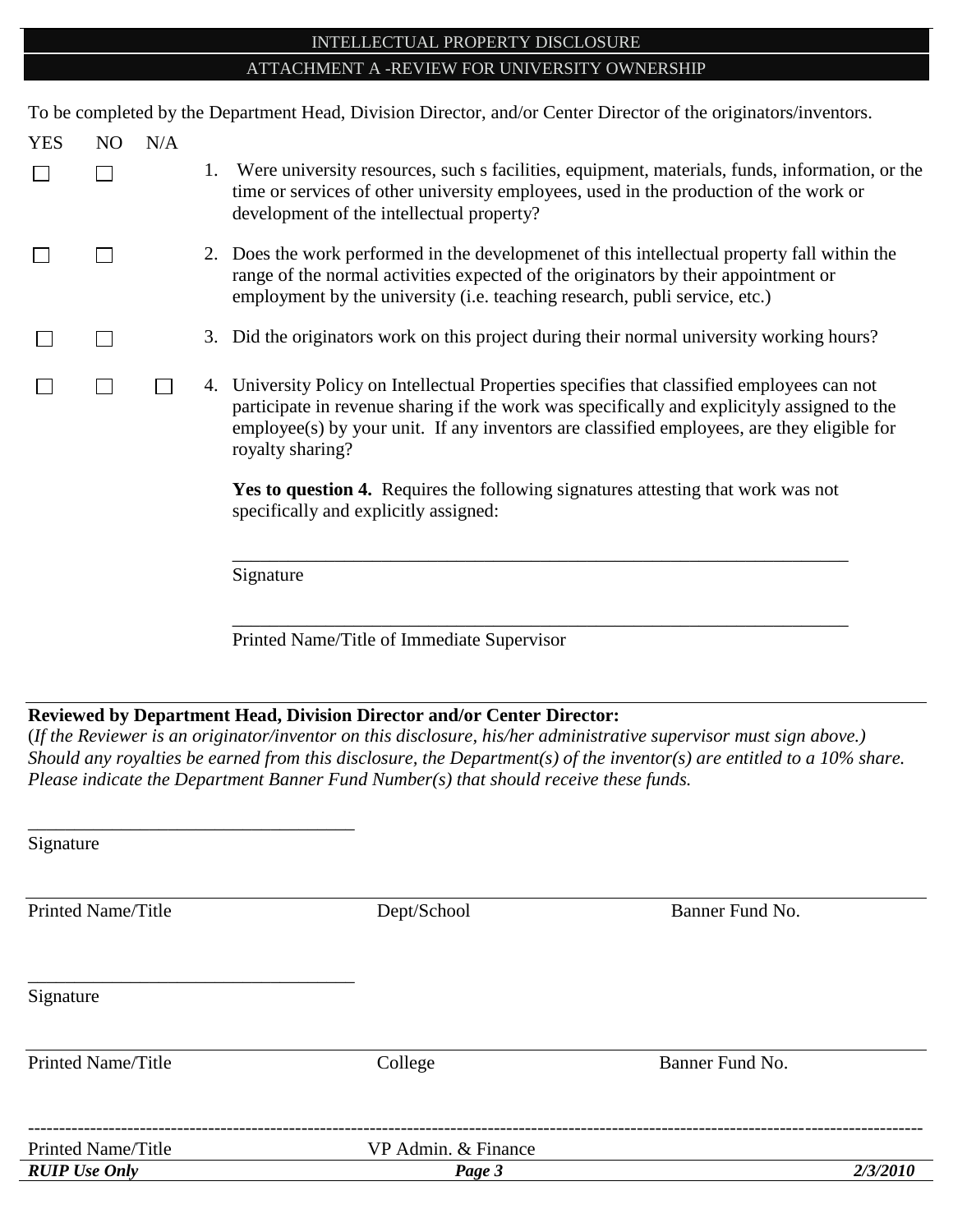# INTELLECTUAL PROPERTY DISCLOSURE

## ATTACHMENT A -REVIEW FOR UNIVERSITY OWNERSHIP

To be completed by the Department Head, Division Director, and/or Center Director of the originators/inventors.

| YES | NO | N/A | |
|---|---|---|---|
| ☐ | ☐ | | 1. Were university resources, such s facilities, equipment, materials, funds, information, or the time or services of other university employees, used in the production of the work or development of the intellectual property? |
| ☐ | ☐ | | 2. Does the work performed in the developmenet of this intellectual property fall within the range of the normal activities expected of the originators by their appointment or employment by the university (i.e. teaching research, publi service, etc.) |
| ☐ | ☐ | | 3. Did the originators work on this project during their normal university working hours? |
| ☐ | ☐ | ☐ | 4. University Policy on Intellectual Properties specifies that classified employees can not participate in revenue sharing if the work was specifically and explicityly assigned to the employee(s) by your unit. If any inventors are classified employees, are they eligible for royalty sharing? |

**Yes to question 4.** Requires the following signatures attesting that work was not specifically and explicitly assigned:

\_\_\_\_\_\_\_\_\_\_\_\_\_\_\_\_\_\_\_\_\_\_\_\_\_\_\_\_\_\_\_\_\_\_\_\_\_\_\_\_\_\_\_\_\_\_\_\_\_\_\_\_\_\_\_\_\_\_\_\_\_\_\_\_
Signature

\_\_\_\_\_\_\_\_\_\_\_\_\_\_\_\_\_\_\_\_\_\_\_\_\_\_\_\_\_\_\_\_\_\_\_\_\_\_\_\_\_\_\_\_\_\_\_\_\_\_\_\_\_\_\_\_\_\_\_\_\_\_\_\_
Printed Name/Title of Immediate Supervisor

**Reviewed by Department Head, Division Director and/or Center Director:**

(*If the Reviewer is an originator/inventor on this disclosure, his/her administrative supervisor must sign above.) Should any royalties be earned from this disclosure, the Department(s) of the inventor(s) are entitled to a 10% share. Please indicate the Department Banner Fund Number(s) that should receive these funds.*

\_\_\_\_\_\_\_\_\_\_\_\_\_\_\_\_\_\_\_\_\_\_\_\_\_\_\_\_\_\_\_\_\_\_\_\_
Signature

| Printed Name/Title | Dept/School | Banner Fund No. |
|---|---|---|

\_\_\_\_\_\_\_\_\_\_\_\_\_\_\_\_\_\_\_\_\_\_\_\_\_\_\_\_\_\_\_\_\_\_\_\_
Signature

| Printed Name/Title | College | Banner Fund No. |
|---|---|---|

---

| Printed Name/Title | VP Admin. & Finance |
|---|---|

***RUIP Use Only***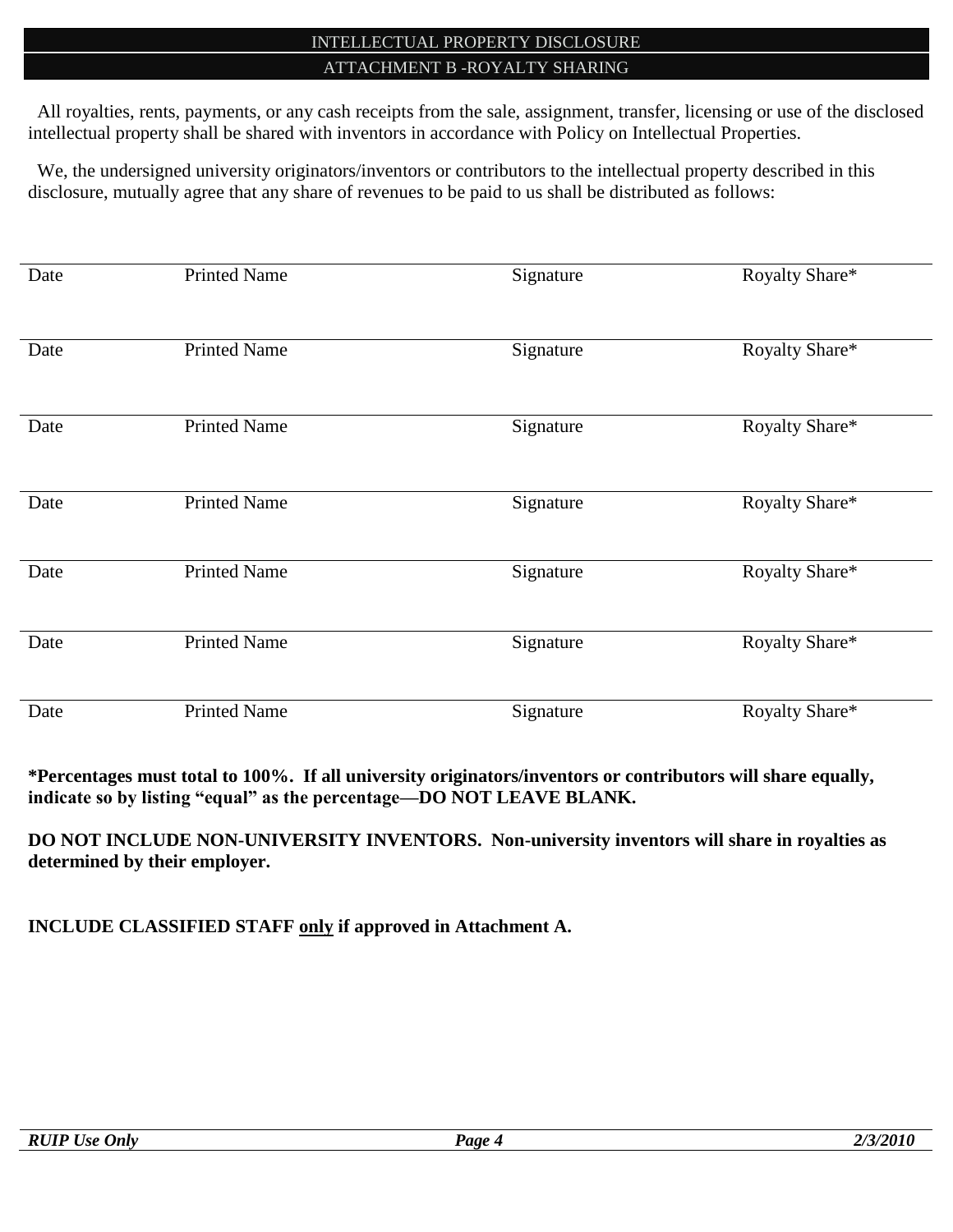# INTELLECTUAL PROPERTY DISCLOSURE

## ATTACHMENT B -ROYALTY SHARING

All royalties, rents, payments, or any cash receipts from the sale, assignment, transfer, licensing or use of the disclosed intellectual property shall be shared with inventors in accordance with Policy on Intellectual Properties.

We, the undersigned university originators/inventors or contributors to the intellectual property described in this disclosure, mutually agree that any share of revenues to be paid to us shall be distributed as follows:

| Date | Printed Name | Signature | Royalty Share* |
|---|---|---|---|
| Date | Printed Name | Signature | Royalty Share* |
| Date | Printed Name | Signature | Royalty Share* |
| Date | Printed Name | Signature | Royalty Share* |
| Date | Printed Name | Signature | Royalty Share* |
| Date | Printed Name | Signature | Royalty Share* |
| Date | Printed Name | Signature | Royalty Share* |

**\*Percentages must total to 100%. If all university originators/inventors or contributors will share equally, indicate so by listing "equal" as the percentage—DO NOT LEAVE BLANK.**

**DO NOT INCLUDE NON-UNIVERSITY INVENTORS. Non-university inventors will share in royalties as determined by their employer.**

**INCLUDE CLASSIFIED STAFF <u>only</u> if approved in Attachment A.**

***RUIP Use Only***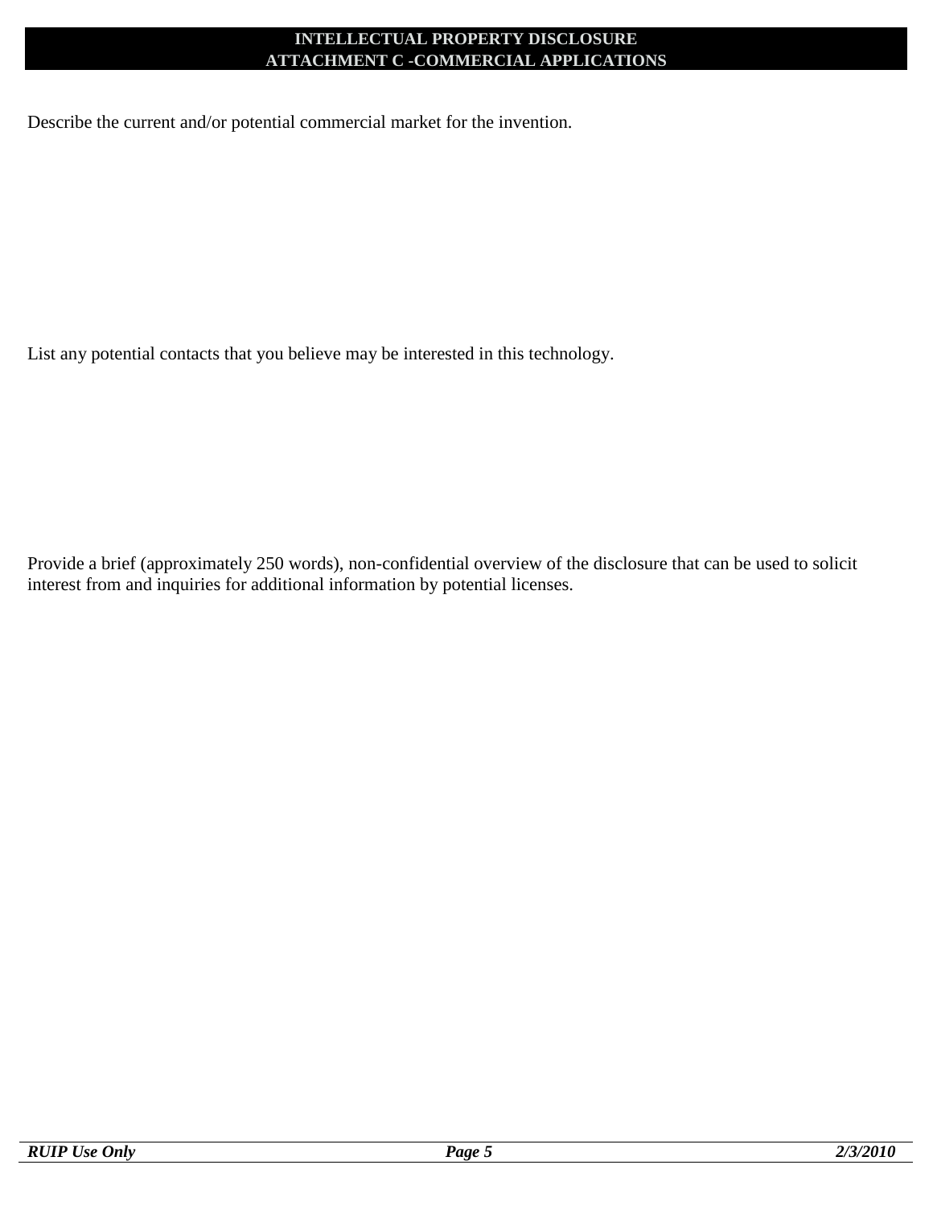# INTELLECTUAL PROPERTY DISCLOSURE
## ATTACHMENT C -COMMERCIAL APPLICATIONS

Describe the current and/or potential commercial market for the invention.

List any potential contacts that you believe may be interested in this technology.

Provide a brief (approximately 250 words), non-confidential overview of the disclosure that can be used to solicit interest from and inquiries for additional information by potential licenses.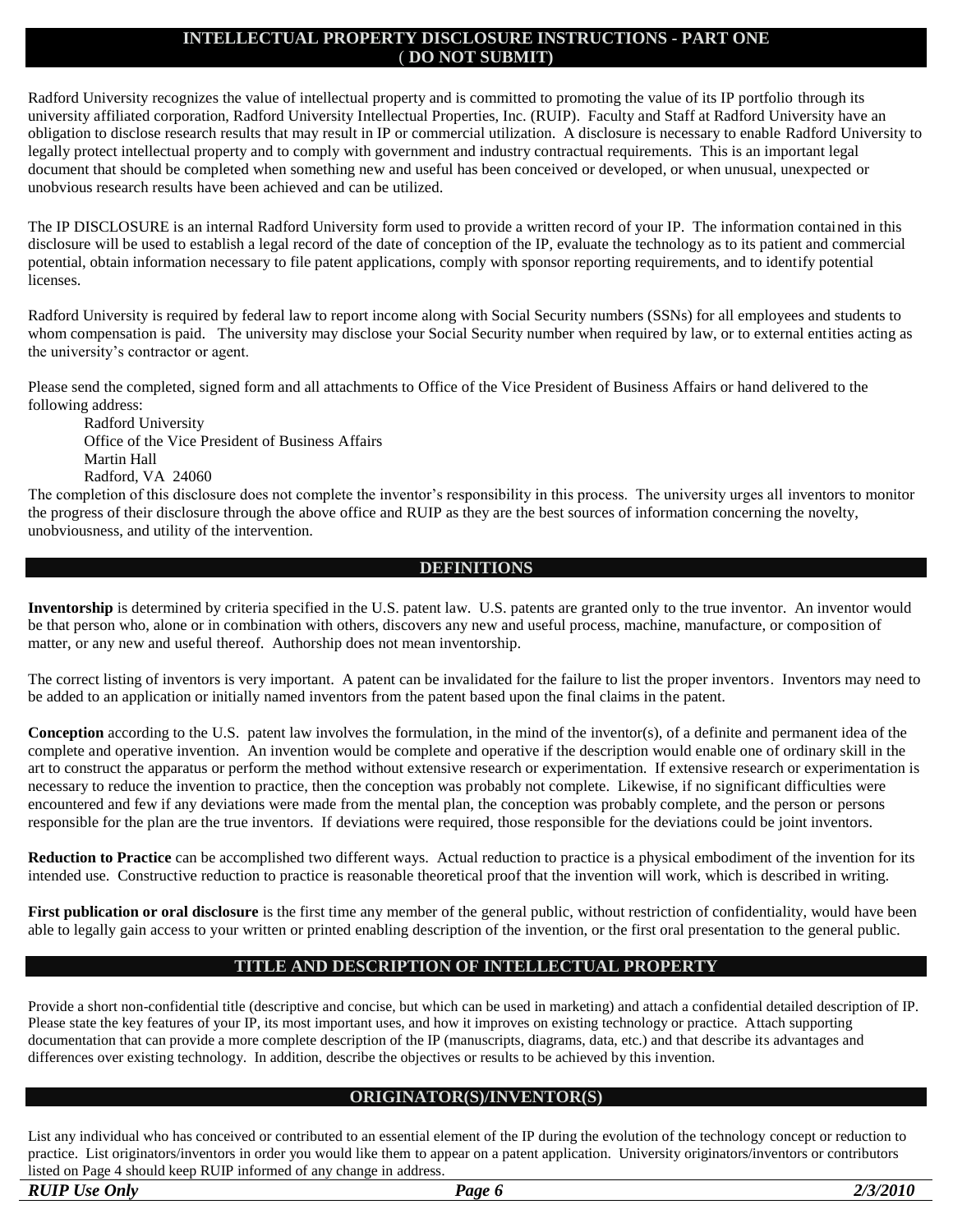## INTELLECTUAL PROPERTY DISCLOSURE INSTRUCTIONS - PART ONE ( DO NOT SUBMIT)

Radford University recognizes the value of intellectual property and is committed to promoting the value of its IP portfolio through its university affiliated corporation, Radford University Intellectual Properties, Inc. (RUIP). Faculty and Staff at Radford University have an obligation to disclose research results that may result in IP or commercial utilization. A disclosure is necessary to enable Radford University to legally protect intellectual property and to comply with government and industry contractual requirements. This is an important legal document that should be completed when something new and useful has been conceived or developed, or when unusual, unexpected or unobvious research results have been achieved and can be utilized.

The IP DISCLOSURE is an internal Radford University form used to provide a written record of your IP. The information contained in this disclosure will be used to establish a legal record of the date of conception of the IP, evaluate the technology as to its patient and commercial potential, obtain information necessary to file patent applications, comply with sponsor reporting requirements, and to identify potential licenses.

Radford University is required by federal law to report income along with Social Security numbers (SSNs) for all employees and students to whom compensation is paid. The university may disclose your Social Security number when required by law, or to external entities acting as the university's contractor or agent.

Please send the completed, signed form and all attachments to Office of the Vice President of Business Affairs or hand delivered to the following address:

Radford University
Office of the Vice President of Business Affairs
Martin Hall
Radford, VA 24060

The completion of this disclosure does not complete the inventor's responsibility in this process. The university urges all inventors to monitor the progress of their disclosure through the above office and RUIP as they are the best sources of information concerning the novelty, unobviousness, and utility of the intervention.

## DEFINITIONS

**Inventorship** is determined by criteria specified in the U.S. patent law. U.S. patents are granted only to the true inventor. An inventor would be that person who, alone or in combination with others, discovers any new and useful process, machine, manufacture, or composition of matter, or any new and useful thereof. Authorship does not mean inventorship.

The correct listing of inventors is very important. A patent can be invalidated for the failure to list the proper inventors. Inventors may need to be added to an application or initially named inventors from the patent based upon the final claims in the patent.

**Conception** according to the U.S. patent law involves the formulation, in the mind of the inventor(s), of a definite and permanent idea of the complete and operative invention. An invention would be complete and operative if the description would enable one of ordinary skill in the art to construct the apparatus or perform the method without extensive research or experimentation. If extensive research or experimentation is necessary to reduce the invention to practice, then the conception was probably not complete. Likewise, if no significant difficulties were encountered and few if any deviations were made from the mental plan, the conception was probably complete, and the person or persons responsible for the plan are the true inventors. If deviations were required, those responsible for the deviations could be joint inventors.

**Reduction to Practice** can be accomplished two different ways. Actual reduction to practice is a physical embodiment of the invention for its intended use. Constructive reduction to practice is reasonable theoretical proof that the invention will work, which is described in writing.

**First publication or oral disclosure** is the first time any member of the general public, without restriction of confidentiality, would have been able to legally gain access to your written or printed enabling description of the invention, or the first oral presentation to the general public.

## TITLE AND DESCRIPTION OF INTELLECTUAL PROPERTY

Provide a short non-confidential title (descriptive and concise, but which can be used in marketing) and attach a confidential detailed description of IP. Please state the key features of your IP, its most important uses, and how it improves on existing technology or practice. Attach supporting documentation that can provide a more complete description of the IP (manuscripts, diagrams, data, etc.) and that describe its advantages and differences over existing technology. In addition, describe the objectives or results to be achieved by this invention.

## ORIGINATOR(S)/INVENTOR(S)

List any individual who has conceived or contributed to an essential element of the IP during the evolution of the technology concept or reduction to practice. List originators/inventors in order you would like them to appear on a patent application. University originators/inventors or contributors listed on Page 4 should keep RUIP informed of any change in address.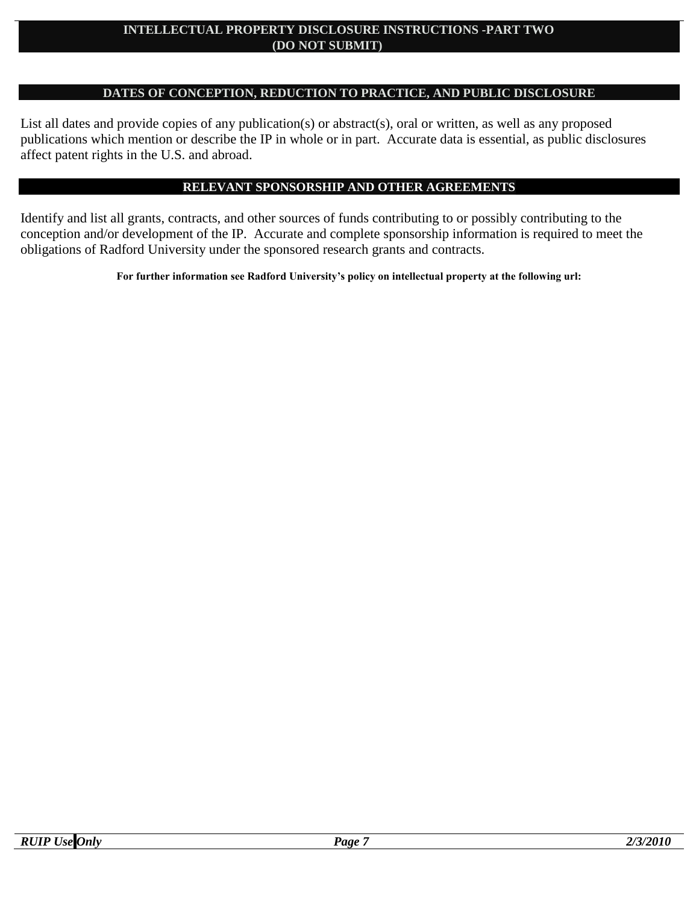# INTELLECTUAL PROPERTY DISCLOSURE INSTRUCTIONS -PART TWO
# (DO NOT SUBMIT)

## DATES OF CONCEPTION, REDUCTION TO PRACTICE, AND PUBLIC DISCLOSURE

List all dates and provide copies of any publication(s) or abstract(s), oral or written, as well as any proposed publications which mention or describe the IP in whole or in part. Accurate data is essential, as public disclosures affect patent rights in the U.S. and abroad.

## RELEVANT SPONSORSHIP AND OTHER AGREEMENTS

Identify and list all grants, contracts, and other sources of funds contributing to or possibly contributing to the conception and/or development of the IP. Accurate and complete sponsorship information is required to meet the obligations of Radford University under the sponsored research grants and contracts.

**For further information see Radford University's policy on intellectual property at the following url:**

***RUIP Use Only***